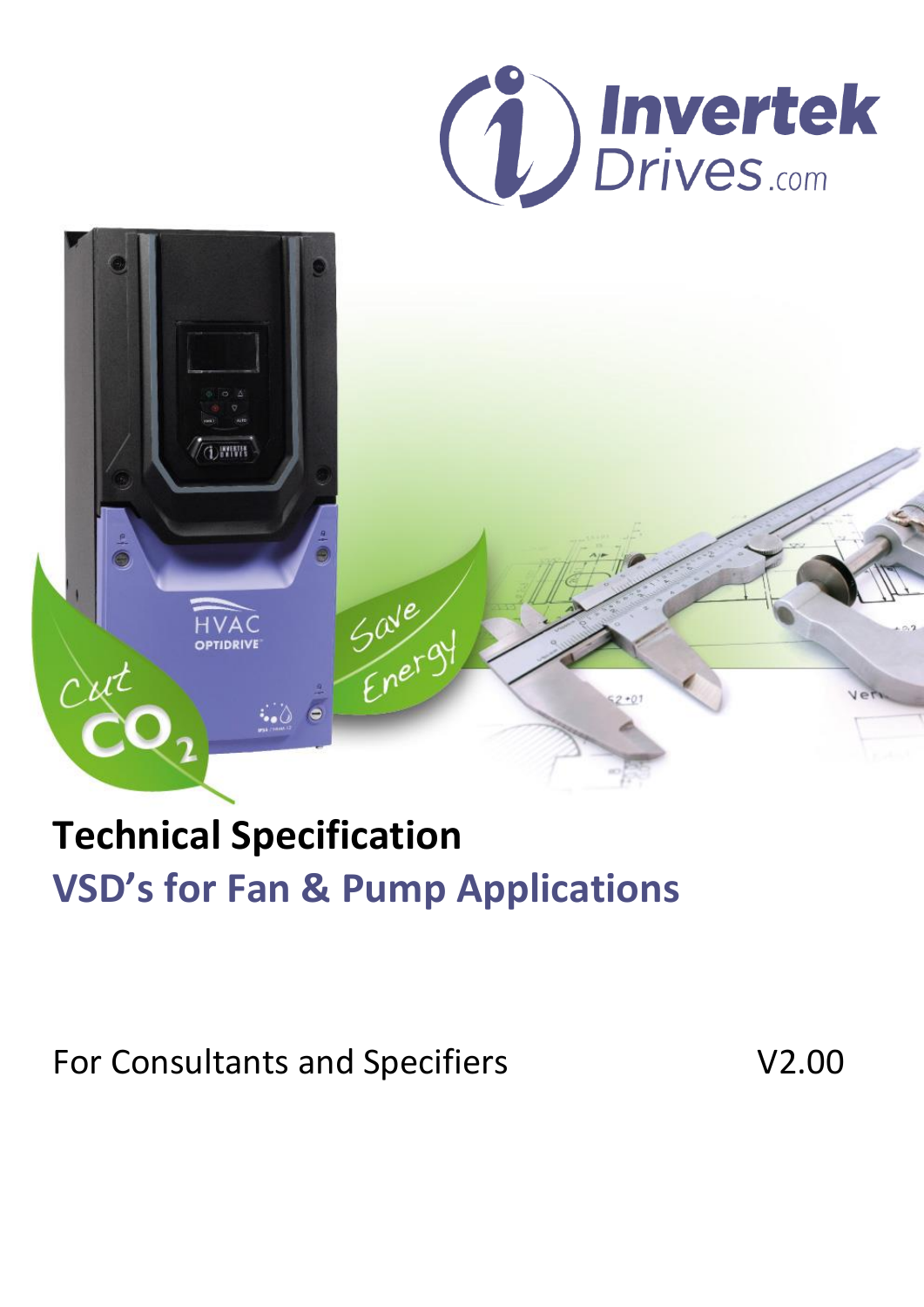# Technical Specification

## VSD's for Fan & Pump Applications

For Consultants and Specifiers

V2.00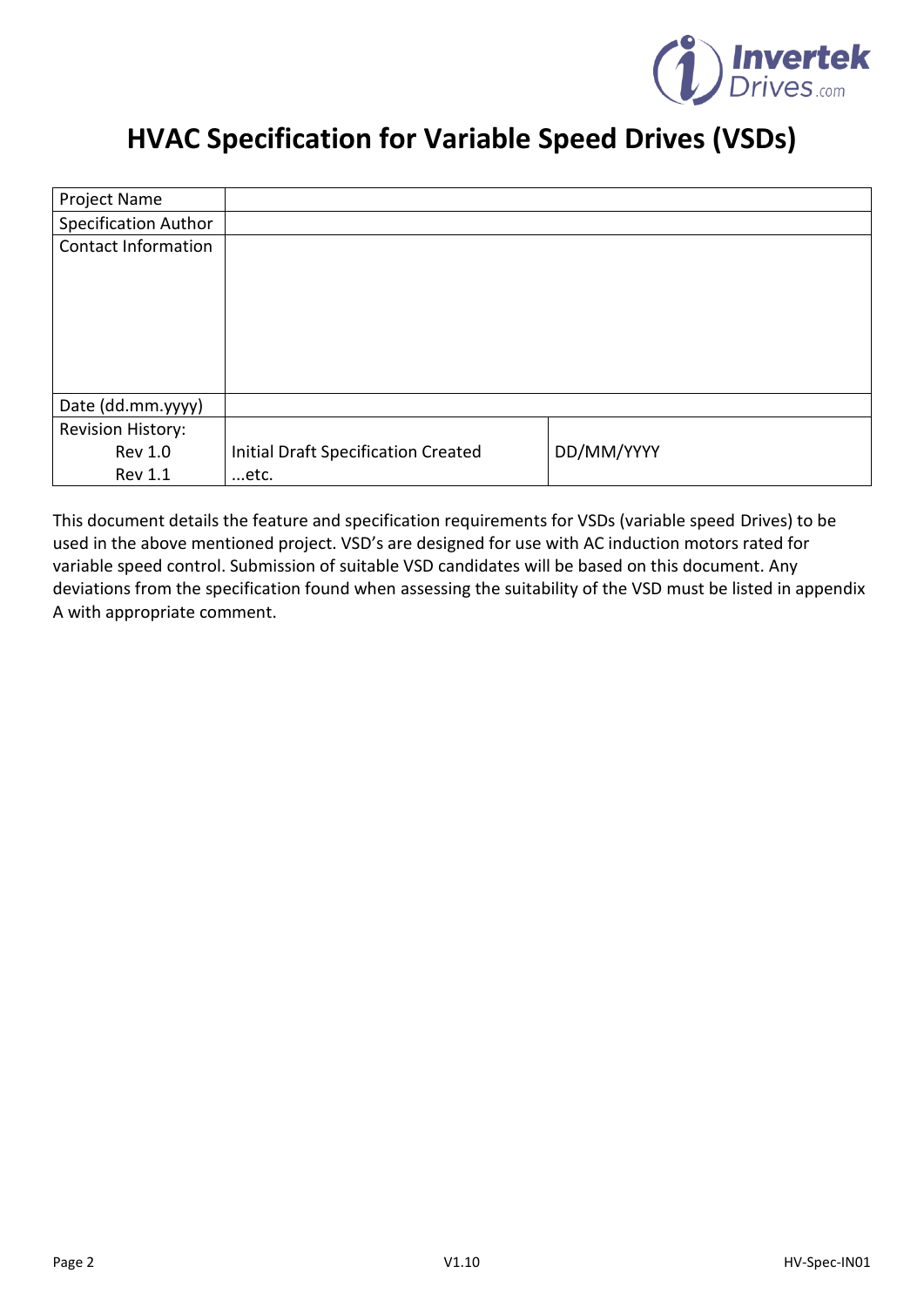# HVAC Specification for Variable Speed Drives (VSDs)

| | | |
|---|---|---|
| Project Name | | |
| Specification Author | | |
| Contact Information | | |
| Date (dd.mm.yyyy) | | |
| Revision History: | | |
| Rev 1.0 | Initial Draft Specification Created | DD/MM/YYYY |
| Rev 1.1 | ...etc. | |

This document details the feature and specification requirements for VSDs (variable speed Drives) to be used in the above mentioned project. VSD's are designed for use with AC induction motors rated for variable speed control. Submission of suitable VSD candidates will be based on this document. Any deviations from the specification found when assessing the suitability of the VSD must be listed in appendix A with appropriate comment.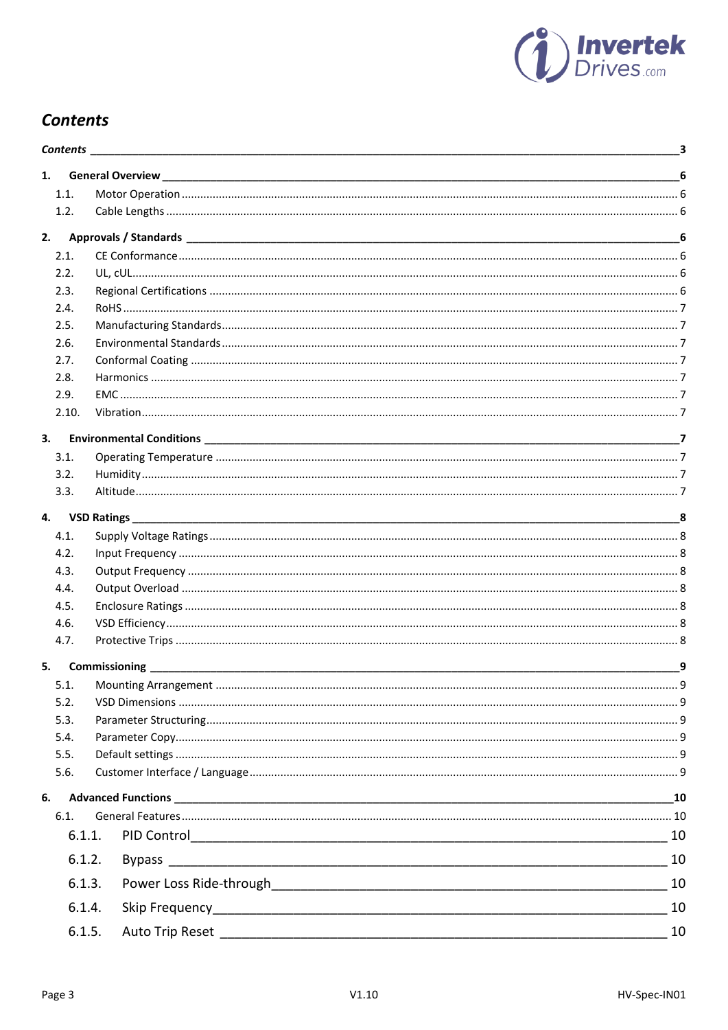## *Contents*

**Contents** ... **3**

**1. General Overview** ... **6**

- 1.1. Motor Operation ... 6
- 1.2. Cable Lengths ... 6

**2. Approvals / Standards** ... **6**

- 2.1. CE Conformance ... 6
- 2.2. UL, cUL ... 6
- 2.3. Regional Certifications ... 6
- 2.4. RoHS ... 7
- 2.5. Manufacturing Standards ... 7
- 2.6. Environmental Standards ... 7
- 2.7. Conformal Coating ... 7
- 2.8. Harmonics ... 7
- 2.9. EMC ... 7
- 2.10. Vibration ... 7

**3. Environmental Conditions** ... **7**

- 3.1. Operating Temperature ... 7
- 3.2. Humidity ... 7
- 3.3. Altitude ... 7

**4. VSD Ratings** ... **8**

- 4.1. Supply Voltage Ratings ... 8
- 4.2. Input Frequency ... 8
- 4.3. Output Frequency ... 8
- 4.4. Output Overload ... 8
- 4.5. Enclosure Ratings ... 8
- 4.6. VSD Efficiency ... 8
- 4.7. Protective Trips ... 8

**5. Commissioning** ... **9**

- 5.1. Mounting Arrangement ... 9
- 5.2. VSD Dimensions ... 9
- 5.3. Parameter Structuring ... 9
- 5.4. Parameter Copy ... 9
- 5.5. Default settings ... 9
- 5.6. Customer Interface / Language ... 9

**6. Advanced Functions** ... **10**

- 6.1. General Features ... 10
  - 6.1.1. PID Control ... 10
  - 6.1.2. Bypass ... 10
  - 6.1.3. Power Loss Ride-through ... 10
  - 6.1.4. Skip Frequency ... 10
  - 6.1.5. Auto Trip Reset ... 10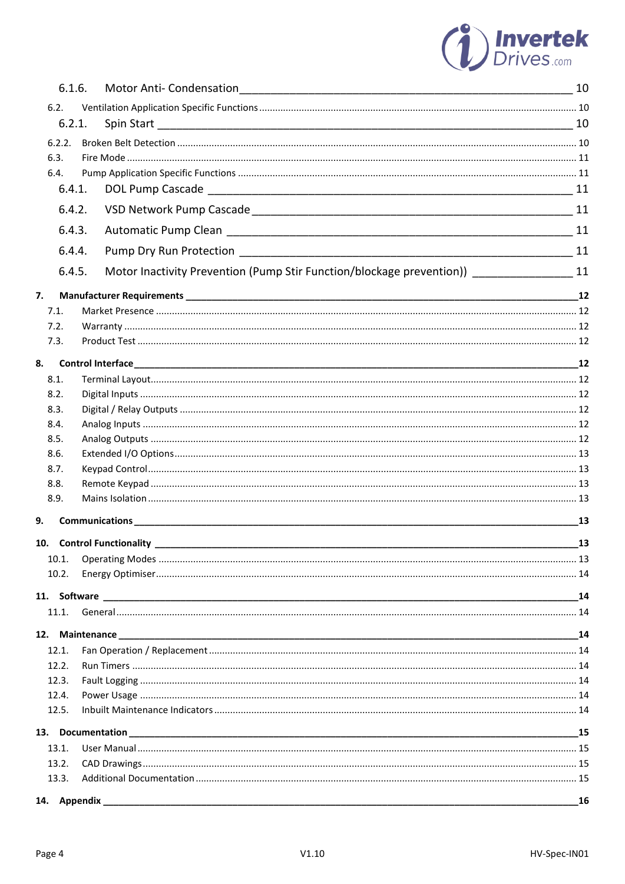6.1.6. Motor Anti- Condensation ____ 10

6.2. Ventilation Application Specific Functions .... 10

6.2.1. Spin Start ____ 10

6.2.2. Broken Belt Detection .... 10

6.3. Fire Mode .... 11

6.4. Pump Application Specific Functions .... 11

6.4.1. DOL Pump Cascade ____ 11

6.4.2. VSD Network Pump Cascade ____ 11

6.4.3. Automatic Pump Clean ____ 11

6.4.4. Pump Dry Run Protection ____ 11

6.4.5. Motor Inactivity Prevention (Pump Stir Function/blockage prevention)) ____ 11

**7. Manufacturer Requirements ____ 12**

7.1. Market Presence .... 12

7.2. Warranty .... 12

7.3. Product Test .... 12

**8. Control Interface ____ 12**

8.1. Terminal Layout .... 12

8.2. Digital Inputs .... 12

8.3. Digital / Relay Outputs .... 12

8.4. Analog Inputs .... 12

8.5. Analog Outputs .... 12

8.6. Extended I/O Options .... 13

8.7. Keypad Control .... 13

8.8. Remote Keypad .... 13

8.9. Mains Isolation .... 13

**9. Communications ____ 13**

**10. Control Functionality ____ 13**

10.1. Operating Modes .... 13

10.2. Energy Optimiser .... 14

**11. Software ____ 14**

11.1. General .... 14

**12. Maintenance ____ 14**

12.1. Fan Operation / Replacement .... 14

12.2. Run Timers .... 14

12.3. Fault Logging .... 14

12.4. Power Usage .... 14

12.5. Inbuilt Maintenance Indicators .... 14

**13. Documentation ____ 15**

13.1. User Manual .... 15

13.2. CAD Drawings .... 15

13.3. Additional Documentation .... 15

**14. Appendix ____ 16**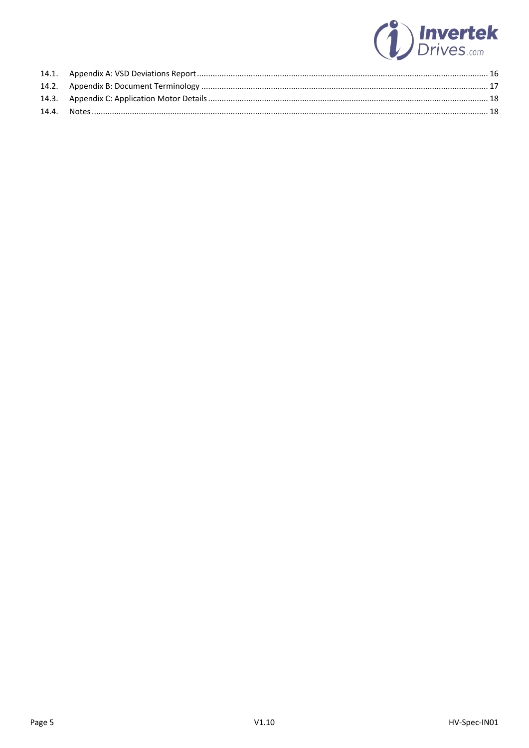14.1. Appendix A: VSD Deviations Report ........................................................................................................................ 16
14.2. Appendix B: Document Terminology ...................................................................................................................... 17
14.3. Appendix C: Application Motor Details ................................................................................................................... 18
14.4. Notes ..................................................................................................................................................................... 18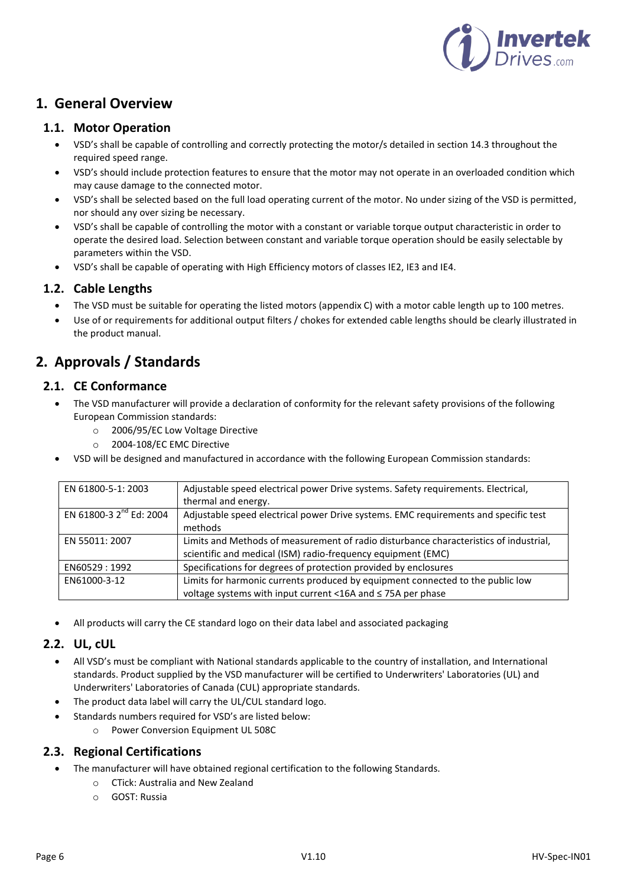# 1. General Overview

## 1.1. Motor Operation

- VSD's shall be capable of controlling and correctly protecting the motor/s detailed in section 14.3 throughout the required speed range.
- VSD's should include protection features to ensure that the motor may not operate in an overloaded condition which may cause damage to the connected motor.
- VSD's shall be selected based on the full load operating current of the motor. No under sizing of the VSD is permitted, nor should any over sizing be necessary.
- VSD's shall be capable of controlling the motor with a constant or variable torque output characteristic in order to operate the desired load. Selection between constant and variable torque operation should be easily selectable by parameters within the VSD.
- VSD's shall be capable of operating with High Efficiency motors of classes IE2, IE3 and IE4.

## 1.2. Cable Lengths

- The VSD must be suitable for operating the listed motors (appendix C) with a motor cable length up to 100 metres.
- Use of or requirements for additional output filters / chokes for extended cable lengths should be clearly illustrated in the product manual.

# 2. Approvals / Standards

## 2.1. CE Conformance

- The VSD manufacturer will provide a declaration of conformity for the relevant safety provisions of the following European Commission standards:
  - 2006/95/EC Low Voltage Directive
  - 2004-108/EC EMC Directive
- VSD will be designed and manufactured in accordance with the following European Commission standards:

| | |
|---|---|
| EN 61800-5-1: 2003 | Adjustable speed electrical power Drive systems. Safety requirements. Electrical, thermal and energy. |
| EN 61800-3 2nd Ed: 2004 | Adjustable speed electrical power Drive systems. EMC requirements and specific test methods |
| EN 55011: 2007 | Limits and Methods of measurement of radio disturbance characteristics of industrial, scientific and medical (ISM) radio-frequency equipment (EMC) |
| EN60529 : 1992 | Specifications for degrees of protection provided by enclosures |
| EN61000-3-12 | Limits for harmonic currents produced by equipment connected to the public low voltage systems with input current <16A and ≤ 75A per phase |

- All products will carry the CE standard logo on their data label and associated packaging

## 2.2. UL, cUL

- All VSD's must be compliant with National standards applicable to the country of installation, and International standards. Product supplied by the VSD manufacturer will be certified to Underwriters' Laboratories (UL) and Underwriters' Laboratories of Canada (CUL) appropriate standards.
- The product data label will carry the UL/CUL standard logo.
- Standards numbers required for VSD's are listed below:
  - Power Conversion Equipment UL 508C

## 2.3. Regional Certifications

- The manufacturer will have obtained regional certification to the following Standards.
  - CTick: Australia and New Zealand
  - GOST: Russia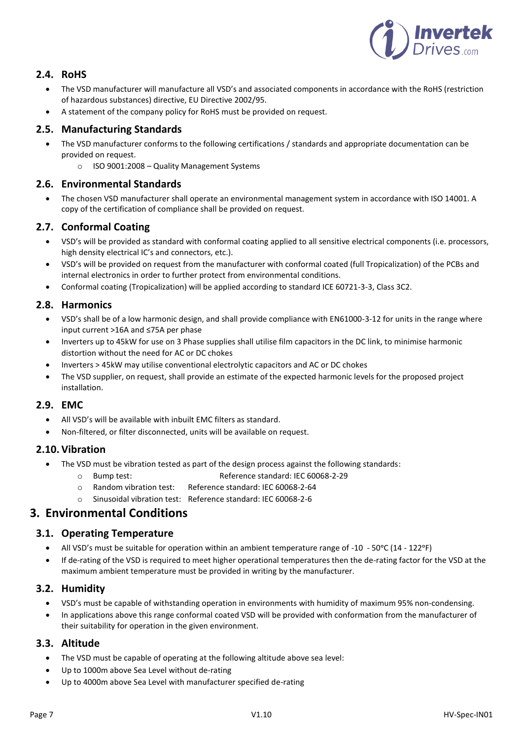### 2.4. RoHS

- The VSD manufacturer will manufacture all VSD's and associated components in accordance with the RoHS (restriction of hazardous substances) directive, EU Directive 2002/95.
- A statement of the company policy for RoHS must be provided on request.

### 2.5. Manufacturing Standards

- The VSD manufacturer conforms to the following certifications / standards and appropriate documentation can be provided on request.
  - ISO 9001:2008 – Quality Management Systems

### 2.6. Environmental Standards

- The chosen VSD manufacturer shall operate an environmental management system in accordance with ISO 14001. A copy of the certification of compliance shall be provided on request.

### 2.7. Conformal Coating

- VSD's will be provided as standard with conformal coating applied to all sensitive electrical components (i.e. processors, high density electrical IC's and connectors, etc.).
- VSD's will be provided on request from the manufacturer with conformal coated (full Tropicalization) of the PCBs and internal electronics in order to further protect from environmental conditions.
- Conformal coating (Tropicalization) will be applied according to standard ICE 60721-3-3, Class 3C2.

### 2.8. Harmonics

- VSD's shall be of a low harmonic design, and shall provide compliance with EN61000-3-12 for units in the range where input current >16A and ≤75A per phase
- Inverters up to 45kW for use on 3 Phase supplies shall utilise film capacitors in the DC link, to minimise harmonic distortion without the need for AC or DC chokes
- Inverters > 45kW may utilise conventional electrolytic capacitors and AC or DC chokes
- The VSD supplier, on request, shall provide an estimate of the expected harmonic levels for the proposed project installation.

### 2.9. EMC

- All VSD's will be available with inbuilt EMC filters as standard.
- Non-filtered, or filter disconnected, units will be available on request.

### 2.10. Vibration

- The VSD must be vibration tested as part of the design process against the following standards:
  - Bump test: Reference standard: IEC 60068-2-29
  - Random vibration test: Reference standard: IEC 60068-2-64
  - Sinusoidal vibration test: Reference standard: IEC 60068-2-6

## 3. Environmental Conditions

### 3.1. Operating Temperature

- All VSD's must be suitable for operation within an ambient temperature range of -10 - 50°C (14 - 122°F)
- If de-rating of the VSD is required to meet higher operational temperatures then the de-rating factor for the VSD at the maximum ambient temperature must be provided in writing by the manufacturer.

### 3.2. Humidity

- VSD's must be capable of withstanding operation in environments with humidity of maximum 95% non-condensing.
- In applications above this range conformal coated VSD will be provided with conformation from the manufacturer of their suitability for operation in the given environment.

### 3.3. Altitude

- The VSD must be capable of operating at the following altitude above sea level:
- Up to 1000m above Sea Level without de-rating
- Up to 4000m above Sea Level with manufacturer specified de-rating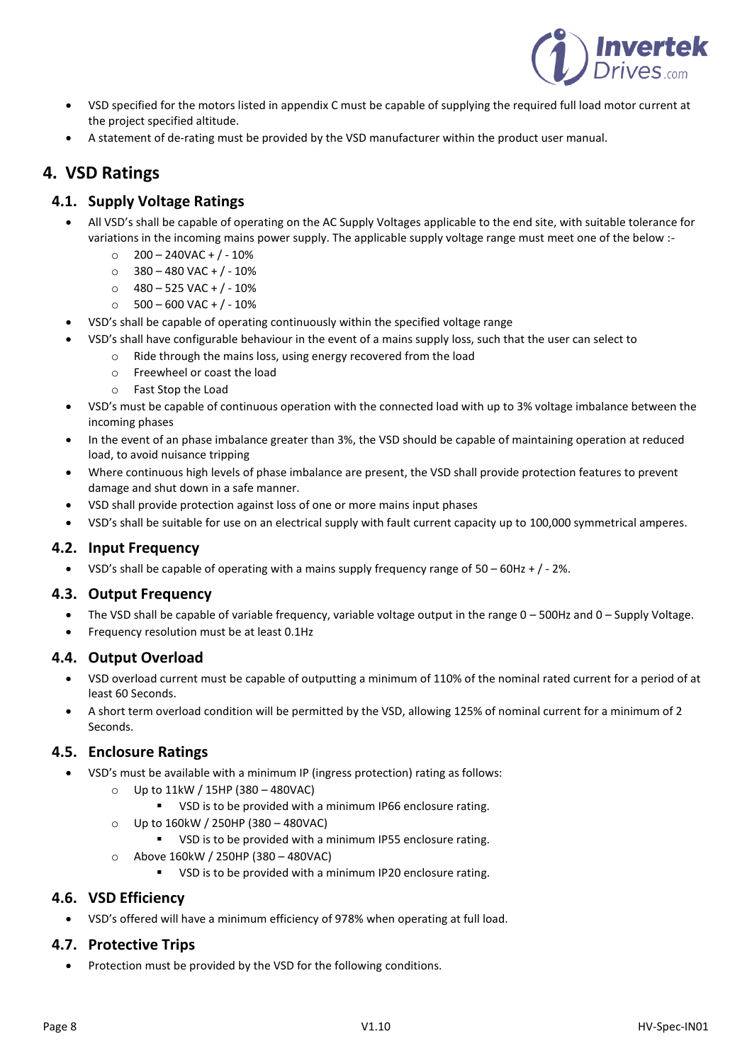- VSD specified for the motors listed in appendix C must be capable of supplying the required full load motor current at the project specified altitude.
- A statement of de-rating must be provided by the VSD manufacturer within the product user manual.

# 4. VSD Ratings

## 4.1. Supply Voltage Ratings

- All VSD's shall be capable of operating on the AC Supply Voltages applicable to the end site, with suitable tolerance for variations in the incoming mains power supply. The applicable supply voltage range must meet one of the below :-
  - 200 – 240VAC + / - 10%
  - 380 – 480 VAC + / - 10%
  - 480 – 525 VAC + / - 10%
  - 500 – 600 VAC + / - 10%
- VSD's shall be capable of operating continuously within the specified voltage range
- VSD's shall have configurable behaviour in the event of a mains supply loss, such that the user can select to
  - Ride through the mains loss, using energy recovered from the load
  - Freewheel or coast the load
  - Fast Stop the Load
- VSD's must be capable of continuous operation with the connected load with up to 3% voltage imbalance between the incoming phases
- In the event of an phase imbalance greater than 3%, the VSD should be capable of maintaining operation at reduced load, to avoid nuisance tripping
- Where continuous high levels of phase imbalance are present, the VSD shall provide protection features to prevent damage and shut down in a safe manner.
- VSD shall provide protection against loss of one or more mains input phases
- VSD's shall be suitable for use on an electrical supply with fault current capacity up to 100,000 symmetrical amperes.

## 4.2. Input Frequency

- VSD's shall be capable of operating with a mains supply frequency range of 50 – 60Hz + / - 2%.

## 4.3. Output Frequency

- The VSD shall be capable of variable frequency, variable voltage output in the range 0 – 500Hz and 0 – Supply Voltage.
- Frequency resolution must be at least 0.1Hz

## 4.4. Output Overload

- VSD overload current must be capable of outputting a minimum of 110% of the nominal rated current for a period of at least 60 Seconds.
- A short term overload condition will be permitted by the VSD, allowing 125% of nominal current for a minimum of 2 Seconds.

## 4.5. Enclosure Ratings

- VSD's must be available with a minimum IP (ingress protection) rating as follows:
  - Up to 11kW / 15HP (380 – 480VAC)
    - VSD is to be provided with a minimum IP66 enclosure rating.
  - Up to 160kW / 250HP (380 – 480VAC)
    - VSD is to be provided with a minimum IP55 enclosure rating.
  - Above 160kW / 250HP (380 – 480VAC)
    - VSD is to be provided with a minimum IP20 enclosure rating.

## 4.6. VSD Efficiency

- VSD's offered will have a minimum efficiency of 978% when operating at full load.

## 4.7. Protective Trips

- Protection must be provided by the VSD for the following conditions.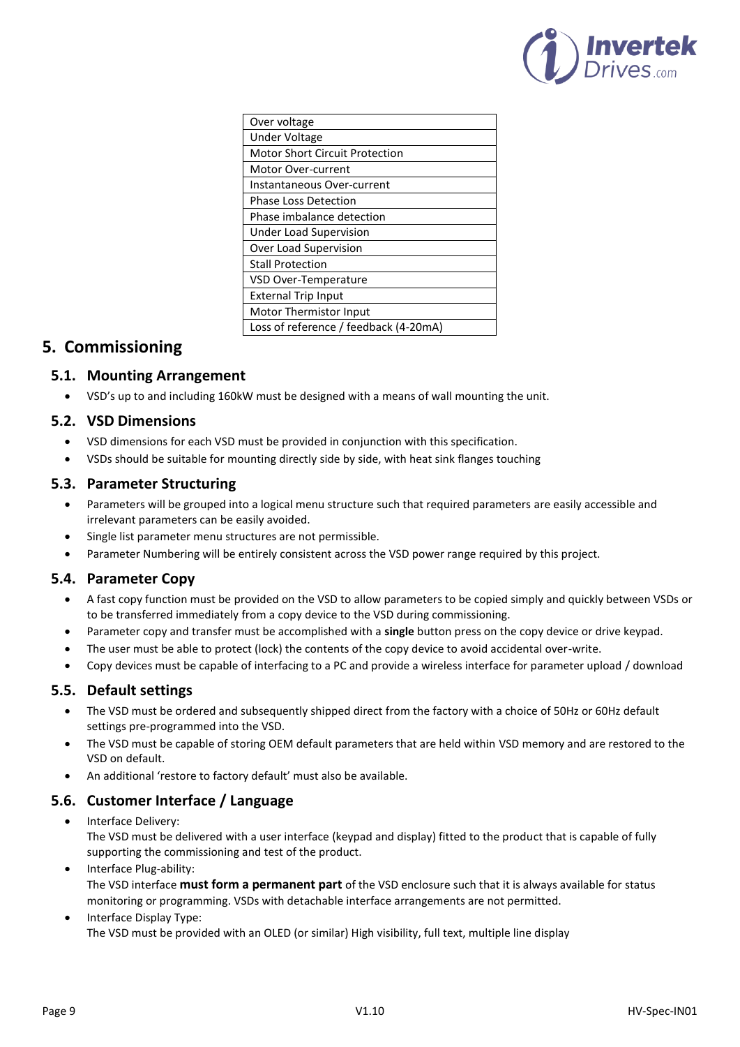| |
|---|
| Over voltage |
| Under Voltage |
| Motor Short Circuit Protection |
| Motor Over-current |
| Instantaneous Over-current |
| Phase Loss Detection |
| Phase imbalance detection |
| Under Load Supervision |
| Over Load Supervision |
| Stall Protection |
| VSD Over-Temperature |
| External Trip Input |
| Motor Thermistor Input |
| Loss of reference / feedback (4-20mA) |

# 5. Commissioning

## 5.1. Mounting Arrangement

- VSD's up to and including 160kW must be designed with a means of wall mounting the unit.

## 5.2. VSD Dimensions

- VSD dimensions for each VSD must be provided in conjunction with this specification.
- VSDs should be suitable for mounting directly side by side, with heat sink flanges touching

## 5.3. Parameter Structuring

- Parameters will be grouped into a logical menu structure such that required parameters are easily accessible and irrelevant parameters can be easily avoided.
- Single list parameter menu structures are not permissible.
- Parameter Numbering will be entirely consistent across the VSD power range required by this project.

## 5.4. Parameter Copy

- A fast copy function must be provided on the VSD to allow parameters to be copied simply and quickly between VSDs or to be transferred immediately from a copy device to the VSD during commissioning.
- Parameter copy and transfer must be accomplished with a **single** button press on the copy device or drive keypad.
- The user must be able to protect (lock) the contents of the copy device to avoid accidental over-write.
- Copy devices must be capable of interfacing to a PC and provide a wireless interface for parameter upload / download

## 5.5. Default settings

- The VSD must be ordered and subsequently shipped direct from the factory with a choice of 50Hz or 60Hz default settings pre-programmed into the VSD.
- The VSD must be capable of storing OEM default parameters that are held within VSD memory and are restored to the VSD on default.
- An additional 'restore to factory default' must also be available.

## 5.6. Customer Interface / Language

- Interface Delivery:
  The VSD must be delivered with a user interface (keypad and display) fitted to the product that is capable of fully supporting the commissioning and test of the product.
- Interface Plug-ability:
  The VSD interface **must form a permanent part** of the VSD enclosure such that it is always available for status monitoring or programming. VSDs with detachable interface arrangements are not permitted.
- Interface Display Type:
  The VSD must be provided with an OLED (or similar) High visibility, full text, multiple line display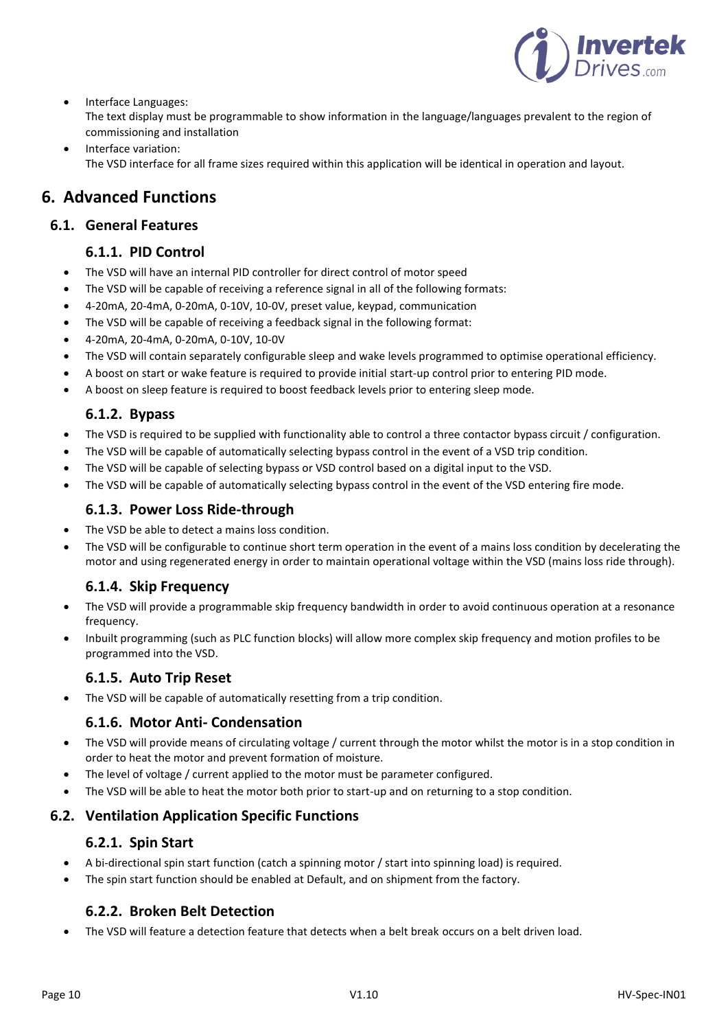- Interface Languages:
  The text display must be programmable to show information in the language/languages prevalent to the region of commissioning and installation
- Interface variation:
  The VSD interface for all frame sizes required within this application will be identical in operation and layout.

# 6. Advanced Functions

## 6.1. General Features

### 6.1.1. PID Control

- The VSD will have an internal PID controller for direct control of motor speed
- The VSD will be capable of receiving a reference signal in all of the following formats:
- 4-20mA, 20-4mA, 0-20mA, 0-10V, 10-0V, preset value, keypad, communication
- The VSD will be capable of receiving a feedback signal in the following format:
- 4-20mA, 20-4mA, 0-20mA, 0-10V, 10-0V
- The VSD will contain separately configurable sleep and wake levels programmed to optimise operational efficiency.
- A boost on start or wake feature is required to provide initial start-up control prior to entering PID mode.
- A boost on sleep feature is required to boost feedback levels prior to entering sleep mode.

### 6.1.2. Bypass

- The VSD is required to be supplied with functionality able to control a three contactor bypass circuit / configuration.
- The VSD will be capable of automatically selecting bypass control in the event of a VSD trip condition.
- The VSD will be capable of selecting bypass or VSD control based on a digital input to the VSD.
- The VSD will be capable of automatically selecting bypass control in the event of the VSD entering fire mode.

### 6.1.3. Power Loss Ride-through

- The VSD be able to detect a mains loss condition.
- The VSD will be configurable to continue short term operation in the event of a mains loss condition by decelerating the motor and using regenerated energy in order to maintain operational voltage within the VSD (mains loss ride through).

### 6.1.4. Skip Frequency

- The VSD will provide a programmable skip frequency bandwidth in order to avoid continuous operation at a resonance frequency.
- Inbuilt programming (such as PLC function blocks) will allow more complex skip frequency and motion profiles to be programmed into the VSD.

### 6.1.5. Auto Trip Reset

- The VSD will be capable of automatically resetting from a trip condition.

### 6.1.6. Motor Anti- Condensation

- The VSD will provide means of circulating voltage / current through the motor whilst the motor is in a stop condition in order to heat the motor and prevent formation of moisture.
- The level of voltage / current applied to the motor must be parameter configured.
- The VSD will be able to heat the motor both prior to start-up and on returning to a stop condition.

## 6.2. Ventilation Application Specific Functions

### 6.2.1. Spin Start

- A bi-directional spin start function (catch a spinning motor / start into spinning load) is required.
- The spin start function should be enabled at Default, and on shipment from the factory.

### 6.2.2. Broken Belt Detection

- The VSD will feature a detection feature that detects when a belt break occurs on a belt driven load.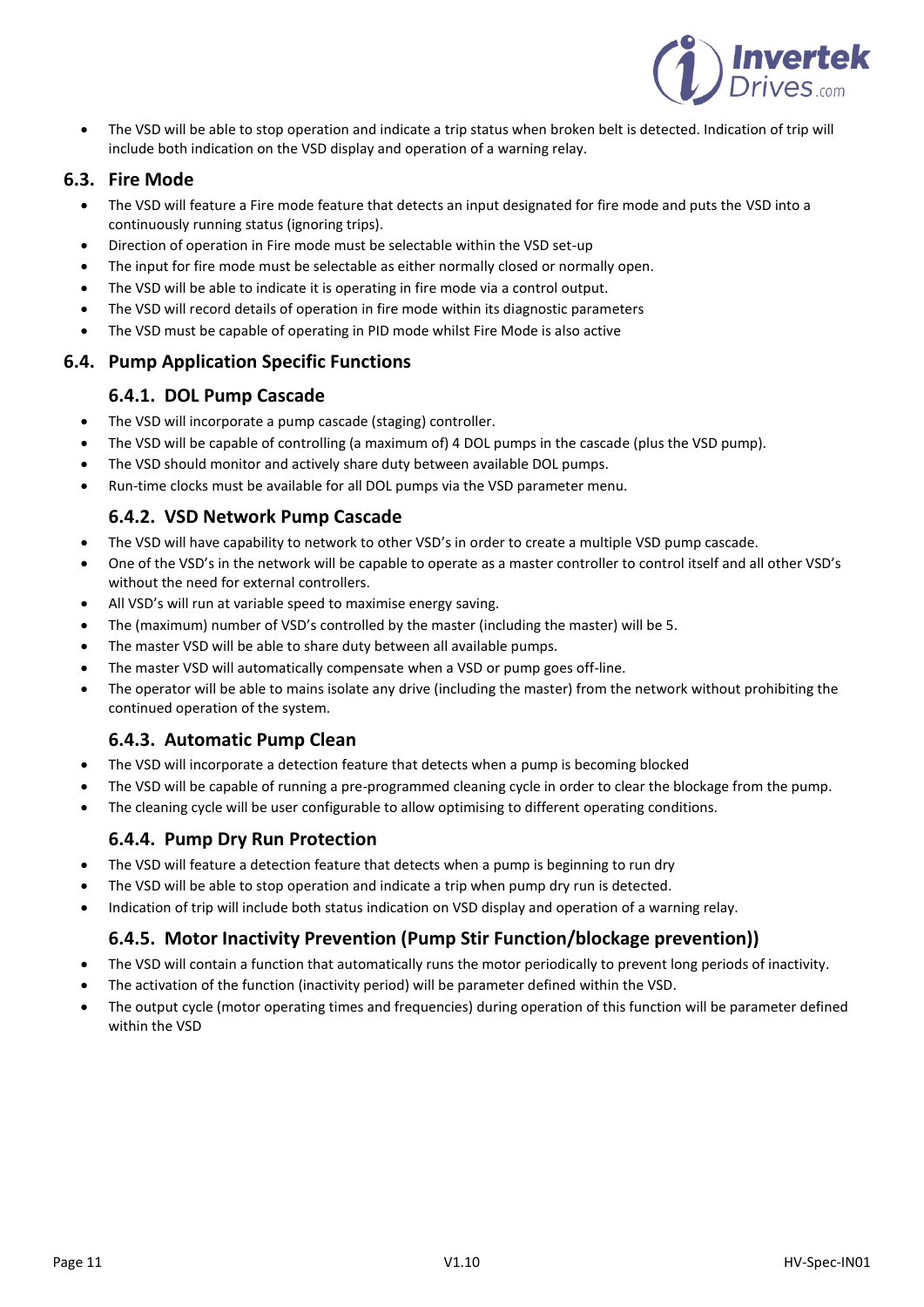- The VSD will be able to stop operation and indicate a trip status when broken belt is detected. Indication of trip will include both indication on the VSD display and operation of a warning relay.

## 6.3. Fire Mode

- The VSD will feature a Fire mode feature that detects an input designated for fire mode and puts the VSD into a continuously running status (ignoring trips).
- Direction of operation in Fire mode must be selectable within the VSD set-up
- The input for fire mode must be selectable as either normally closed or normally open.
- The VSD will be able to indicate it is operating in fire mode via a control output.
- The VSD will record details of operation in fire mode within its diagnostic parameters
- The VSD must be capable of operating in PID mode whilst Fire Mode is also active

## 6.4. Pump Application Specific Functions

### 6.4.1. DOL Pump Cascade

- The VSD will incorporate a pump cascade (staging) controller.
- The VSD will be capable of controlling (a maximum of) 4 DOL pumps in the cascade (plus the VSD pump).
- The VSD should monitor and actively share duty between available DOL pumps.
- Run-time clocks must be available for all DOL pumps via the VSD parameter menu.

### 6.4.2. VSD Network Pump Cascade

- The VSD will have capability to network to other VSD's in order to create a multiple VSD pump cascade.
- One of the VSD's in the network will be capable to operate as a master controller to control itself and all other VSD's without the need for external controllers.
- All VSD's will run at variable speed to maximise energy saving.
- The (maximum) number of VSD's controlled by the master (including the master) will be 5.
- The master VSD will be able to share duty between all available pumps.
- The master VSD will automatically compensate when a VSD or pump goes off-line.
- The operator will be able to mains isolate any drive (including the master) from the network without prohibiting the continued operation of the system.

### 6.4.3. Automatic Pump Clean

- The VSD will incorporate a detection feature that detects when a pump is becoming blocked
- The VSD will be capable of running a pre-programmed cleaning cycle in order to clear the blockage from the pump.
- The cleaning cycle will be user configurable to allow optimising to different operating conditions.

### 6.4.4. Pump Dry Run Protection

- The VSD will feature a detection feature that detects when a pump is beginning to run dry
- The VSD will be able to stop operation and indicate a trip when pump dry run is detected.
- Indication of trip will include both status indication on VSD display and operation of a warning relay.

### 6.4.5. Motor Inactivity Prevention (Pump Stir Function/blockage prevention))

- The VSD will contain a function that automatically runs the motor periodically to prevent long periods of inactivity.
- The activation of the function (inactivity period) will be parameter defined within the VSD.
- The output cycle (motor operating times and frequencies) during operation of this function will be parameter defined within the VSD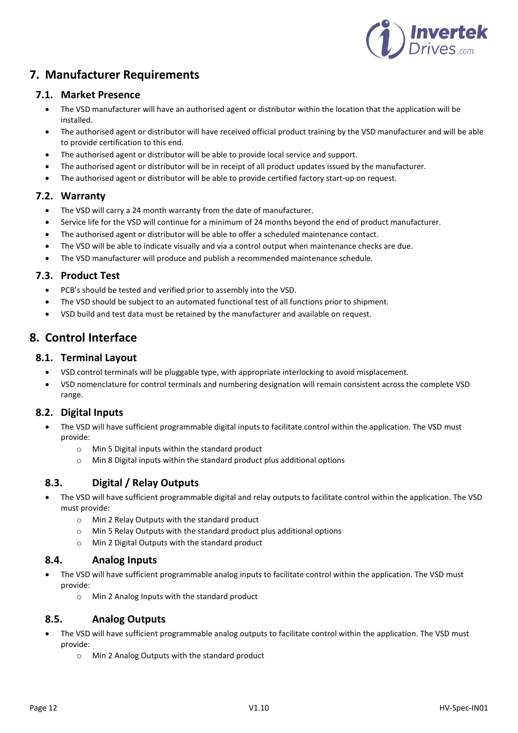# 7. Manufacturer Requirements

## 7.1. Market Presence

- The VSD manufacturer will have an authorised agent or distributor within the location that the application will be installed.
- The authorised agent or distributor will have received official product training by the VSD manufacturer and will be able to provide certification to this end.
- The authorised agent or distributor will be able to provide local service and support.
- The authorised agent or distributor will be in receipt of all product updates issued by the manufacturer.
- The authorised agent or distributor will be able to provide certified factory start-up on request.

## 7.2. Warranty

- The VSD will carry a 24 month warranty from the date of manufacturer.
- Service life for the VSD will continue for a minimum of 24 months beyond the end of product manufacturer.
- The authorised agent or distributor will be able to offer a scheduled maintenance contact.
- The VSD will be able to indicate visually and via a control output when maintenance checks are due.
- The VSD manufacturer will produce and publish a recommended maintenance schedule.

## 7.3. Product Test

- PCB's should be tested and verified prior to assembly into the VSD.
- The VSD should be subject to an automated functional test of all functions prior to shipment.
- VSD build and test data must be retained by the manufacturer and available on request.

# 8. Control Interface

## 8.1. Terminal Layout

- VSD control terminals will be pluggable type, with appropriate interlocking to avoid misplacement.
- VSD nomenclature for control terminals and numbering designation will remain consistent across the complete VSD range.

## 8.2. Digital Inputs

- The VSD will have sufficient programmable digital inputs to facilitate control within the application. The VSD must provide:
  - Min 5 Digital inputs within the standard product
  - Min 8 Digital inputs within the standard product plus additional options

## 8.3. Digital / Relay Outputs

- The VSD will have sufficient programmable digital and relay outputs to facilitate control within the application. The VSD must provide:
  - Min 2 Relay Outputs with the standard product
  - Min 5 Relay Outputs with the standard product plus additional options
  - Min 2 Digital Outputs with the standard product

## 8.4. Analog Inputs

- The VSD will have sufficient programmable analog inputs to facilitate control within the application. The VSD must provide:
  - Min 2 Analog Inputs with the standard product

## 8.5. Analog Outputs

- The VSD will have sufficient programmable analog outputs to facilitate control within the application. The VSD must provide:
  - Min 2 Analog Outputs with the standard product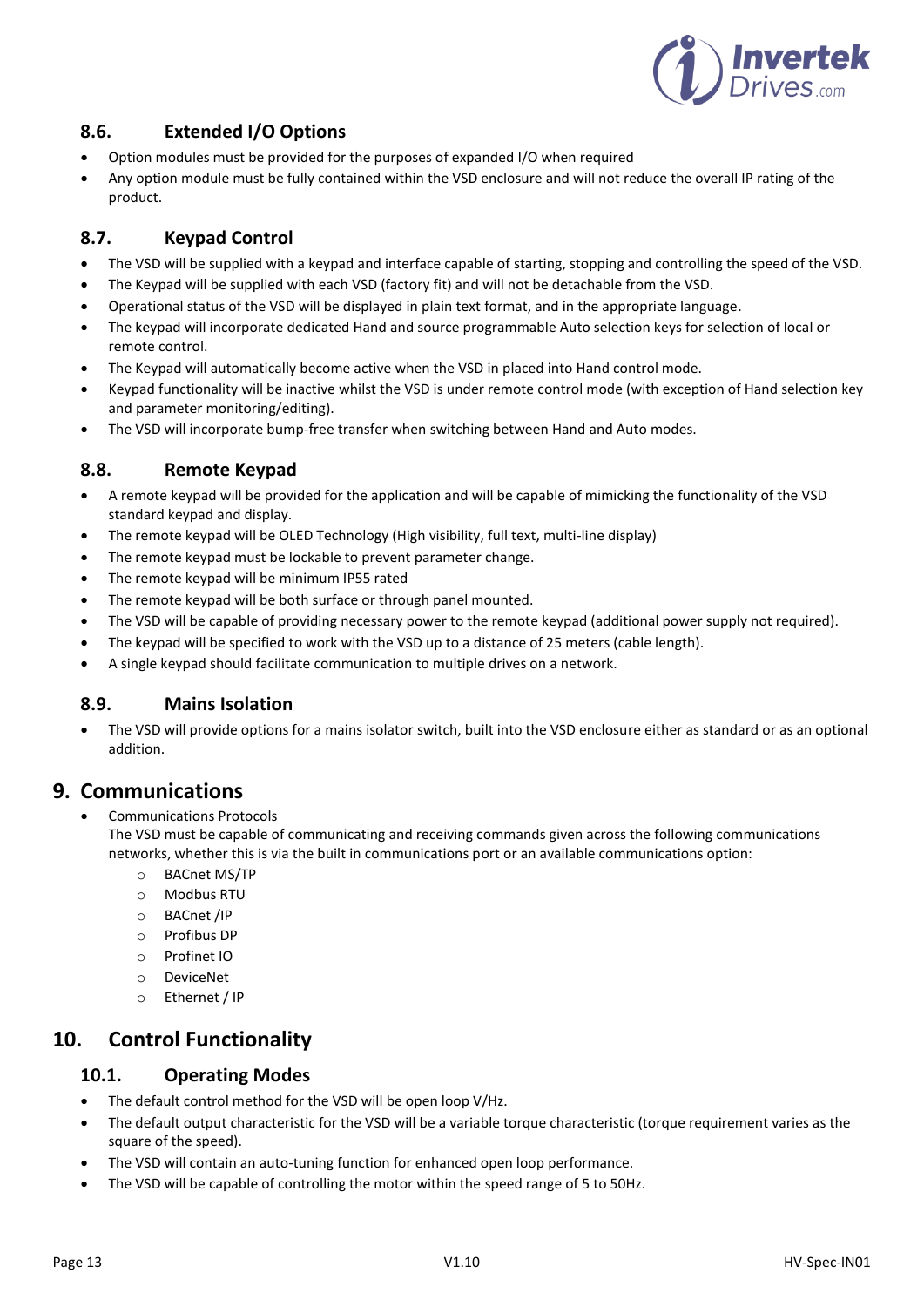### 8.6. Extended I/O Options

- Option modules must be provided for the purposes of expanded I/O when required
- Any option module must be fully contained within the VSD enclosure and will not reduce the overall IP rating of the product.

### 8.7. Keypad Control

- The VSD will be supplied with a keypad and interface capable of starting, stopping and controlling the speed of the VSD.
- The Keypad will be supplied with each VSD (factory fit) and will not be detachable from the VSD.
- Operational status of the VSD will be displayed in plain text format, and in the appropriate language.
- The keypad will incorporate dedicated Hand and source programmable Auto selection keys for selection of local or remote control.
- The Keypad will automatically become active when the VSD in placed into Hand control mode.
- Keypad functionality will be inactive whilst the VSD is under remote control mode (with exception of Hand selection key and parameter monitoring/editing).
- The VSD will incorporate bump-free transfer when switching between Hand and Auto modes.

### 8.8. Remote Keypad

- A remote keypad will be provided for the application and will be capable of mimicking the functionality of the VSD standard keypad and display.
- The remote keypad will be OLED Technology (High visibility, full text, multi-line display)
- The remote keypad must be lockable to prevent parameter change.
- The remote keypad will be minimum IP55 rated
- The remote keypad will be both surface or through panel mounted.
- The VSD will be capable of providing necessary power to the remote keypad (additional power supply not required).
- The keypad will be specified to work with the VSD up to a distance of 25 meters (cable length).
- A single keypad should facilitate communication to multiple drives on a network.

### 8.9. Mains Isolation

- The VSD will provide options for a mains isolator switch, built into the VSD enclosure either as standard or as an optional addition.

## 9. Communications

- Communications Protocols
  The VSD must be capable of communicating and receiving commands given across the following communications networks, whether this is via the built in communications port or an available communications option:
  - BACnet MS/TP
  - Modbus RTU
  - BACnet /IP
  - Profibus DP
  - Profinet IO
  - DeviceNet
  - Ethernet / IP

## 10. Control Functionality

### 10.1. Operating Modes

- The default control method for the VSD will be open loop V/Hz.
- The default output characteristic for the VSD will be a variable torque characteristic (torque requirement varies as the square of the speed).
- The VSD will contain an auto-tuning function for enhanced open loop performance.
- The VSD will be capable of controlling the motor within the speed range of 5 to 50Hz.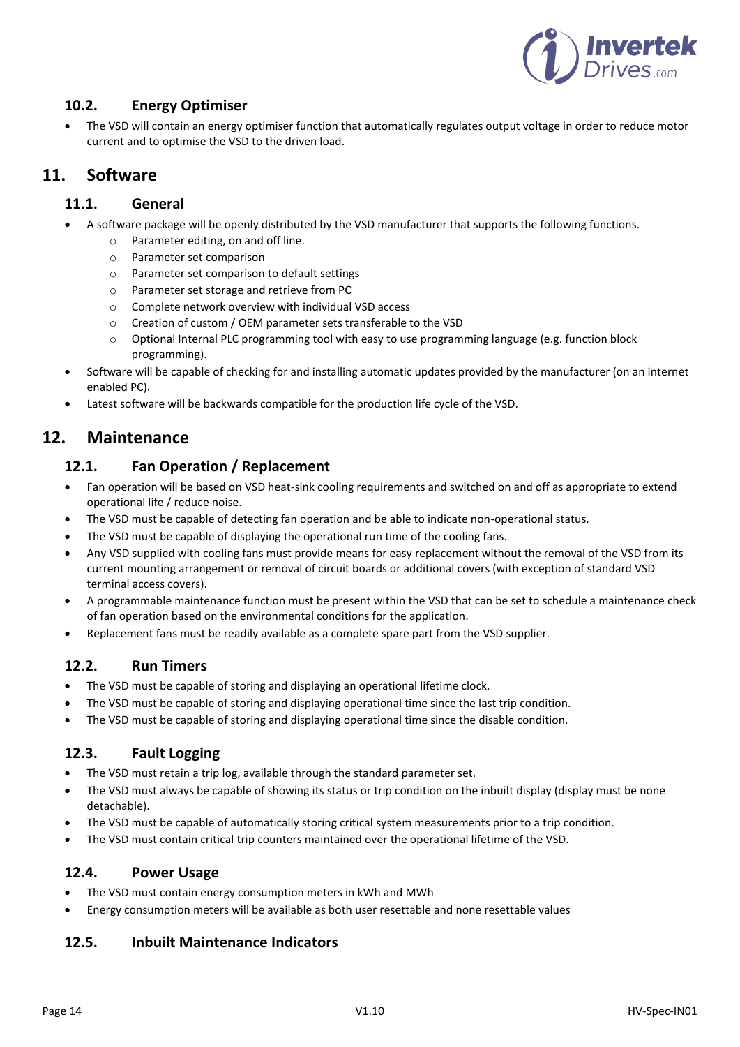### 10.2. Energy Optimiser

- The VSD will contain an energy optimiser function that automatically regulates output voltage in order to reduce motor current and to optimise the VSD to the driven load.

## 11. Software

### 11.1. General

- A software package will be openly distributed by the VSD manufacturer that supports the following functions.
    - Parameter editing, on and off line.
    - Parameter set comparison
    - Parameter set comparison to default settings
    - Parameter set storage and retrieve from PC
    - Complete network overview with individual VSD access
    - Creation of custom / OEM parameter sets transferable to the VSD
    - Optional Internal PLC programming tool with easy to use programming language (e.g. function block programming).
- Software will be capable of checking for and installing automatic updates provided by the manufacturer (on an internet enabled PC).
- Latest software will be backwards compatible for the production life cycle of the VSD.

## 12. Maintenance

### 12.1. Fan Operation / Replacement

- Fan operation will be based on VSD heat-sink cooling requirements and switched on and off as appropriate to extend operational life / reduce noise.
- The VSD must be capable of detecting fan operation and be able to indicate non-operational status.
- The VSD must be capable of displaying the operational run time of the cooling fans.
- Any VSD supplied with cooling fans must provide means for easy replacement without the removal of the VSD from its current mounting arrangement or removal of circuit boards or additional covers (with exception of standard VSD terminal access covers).
- A programmable maintenance function must be present within the VSD that can be set to schedule a maintenance check of fan operation based on the environmental conditions for the application.
- Replacement fans must be readily available as a complete spare part from the VSD supplier.

### 12.2. Run Timers

- The VSD must be capable of storing and displaying an operational lifetime clock.
- The VSD must be capable of storing and displaying operational time since the last trip condition.
- The VSD must be capable of storing and displaying operational time since the disable condition.

### 12.3. Fault Logging

- The VSD must retain a trip log, available through the standard parameter set.
- The VSD must always be capable of showing its status or trip condition on the inbuilt display (display must be none detachable).
- The VSD must be capable of automatically storing critical system measurements prior to a trip condition.
- The VSD must contain critical trip counters maintained over the operational lifetime of the VSD.

### 12.4. Power Usage

- The VSD must contain energy consumption meters in kWh and MWh
- Energy consumption meters will be available as both user resettable and none resettable values

### 12.5. Inbuilt Maintenance Indicators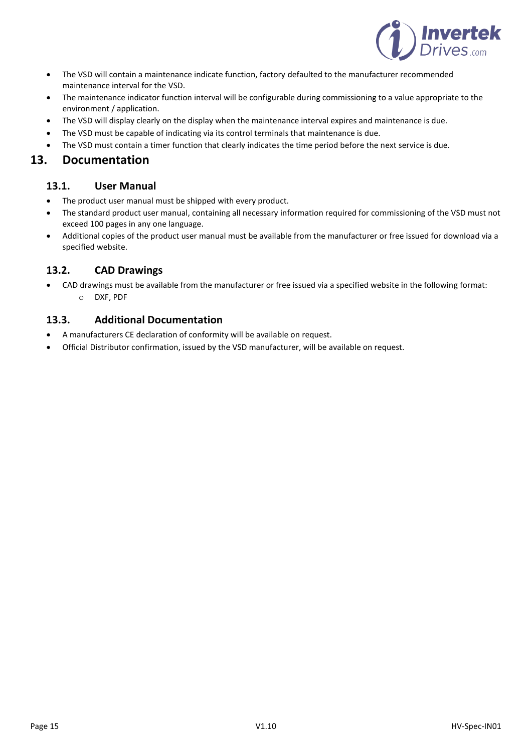- The VSD will contain a maintenance indicate function, factory defaulted to the manufacturer recommended maintenance interval for the VSD.
- The maintenance indicator function interval will be configurable during commissioning to a value appropriate to the environment / application.
- The VSD will display clearly on the display when the maintenance interval expires and maintenance is due.
- The VSD must be capable of indicating via its control terminals that maintenance is due.
- The VSD must contain a timer function that clearly indicates the time period before the next service is due.

# 13. Documentation

## 13.1. User Manual

- The product user manual must be shipped with every product.
- The standard product user manual, containing all necessary information required for commissioning of the VSD must not exceed 100 pages in any one language.
- Additional copies of the product user manual must be available from the manufacturer or free issued for download via a specified website.

## 13.2. CAD Drawings

- CAD drawings must be available from the manufacturer or free issued via a specified website in the following format:
    - DXF, PDF

## 13.3. Additional Documentation

- A manufacturers CE declaration of conformity will be available on request.
- Official Distributor confirmation, issued by the VSD manufacturer, will be available on request.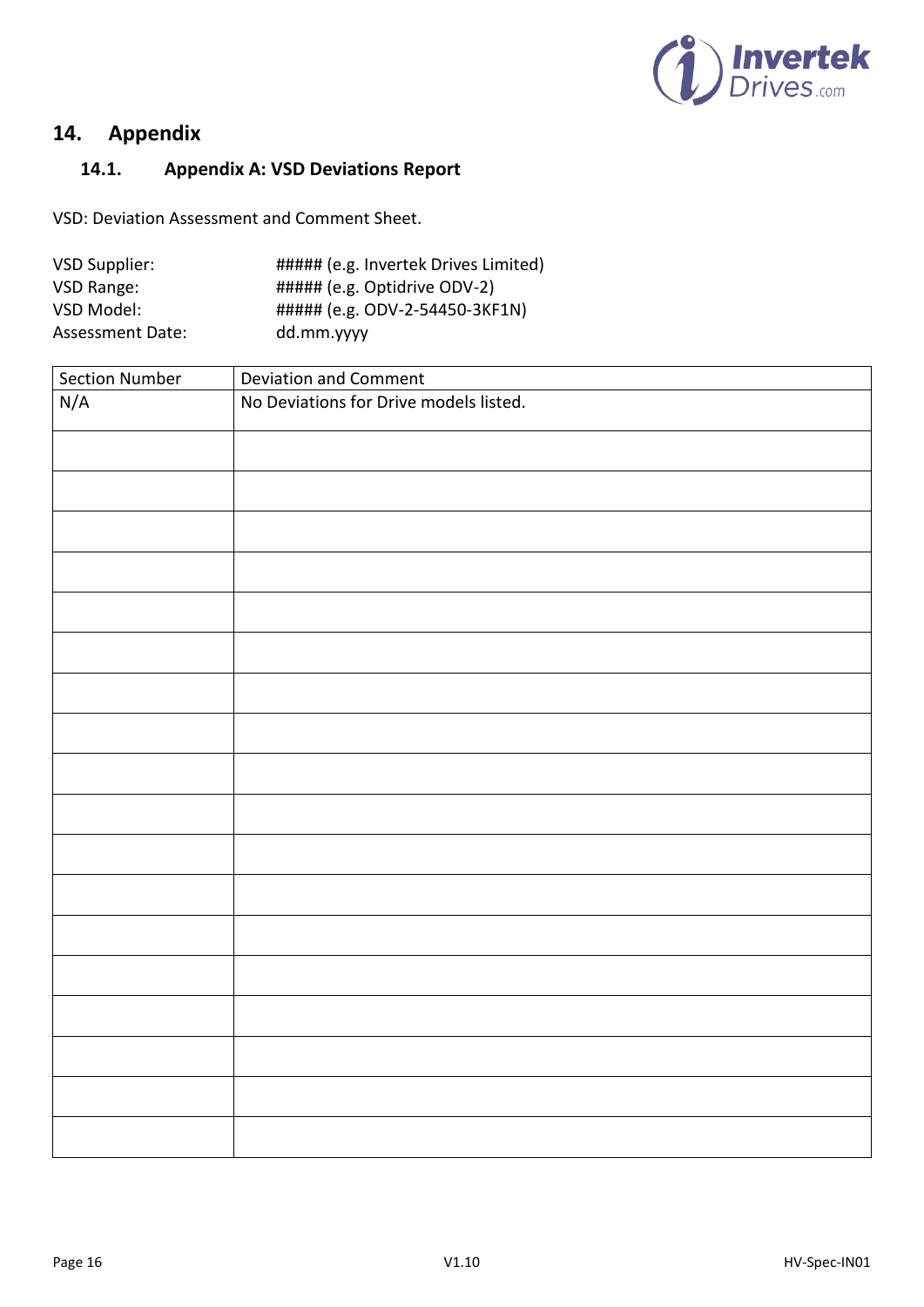# 14. Appendix

## 14.1. Appendix A: VSD Deviations Report

VSD: Deviation Assessment and Comment Sheet.

VSD Supplier: ##### (e.g. Invertek Drives Limited)
VSD Range: ##### (e.g. Optidrive ODV-2)
VSD Model: ##### (e.g. ODV-2-54450-3KF1N)
Assessment Date: dd.mm.yyyy

| Section Number | Deviation and Comment |
|---|---|
| N/A | No Deviations for Drive models listed. |
| | |
| | |
| | |
| | |
| | |
| | |
| | |
| | |
| | |
| | |
| | |
| | |
| | |
| | |
| | |
| | |
| | |
| | |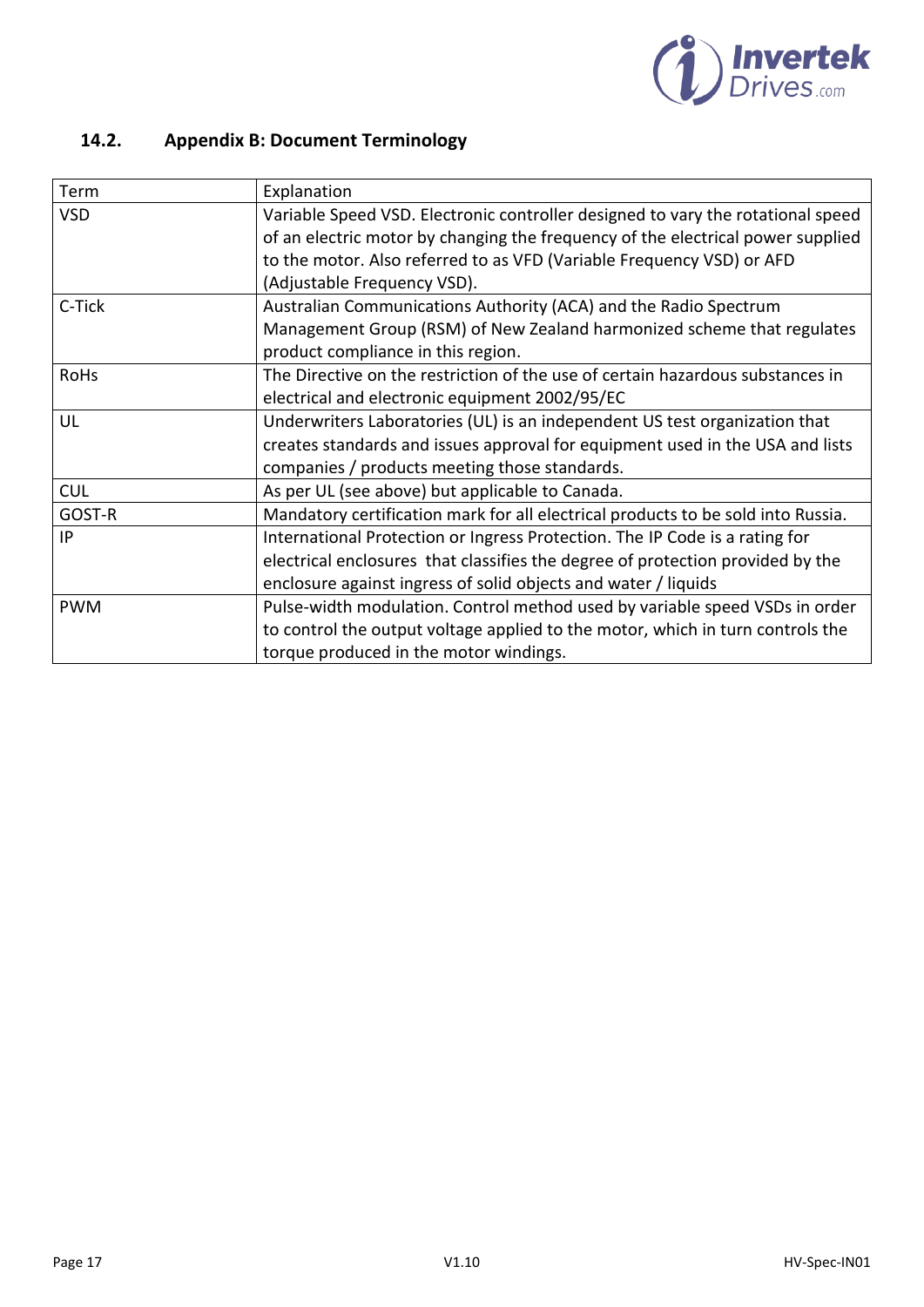## 14.2. Appendix B: Document Terminology

| Term | Explanation |
|---|---|
| VSD | Variable Speed VSD. Electronic controller designed to vary the rotational speed of an electric motor by changing the frequency of the electrical power supplied to the motor. Also referred to as VFD (Variable Frequency VSD) or AFD (Adjustable Frequency VSD). |
| C-Tick | Australian Communications Authority (ACA) and the Radio Spectrum Management Group (RSM) of New Zealand harmonized scheme that regulates product compliance in this region. |
| RoHs | The Directive on the restriction of the use of certain hazardous substances in electrical and electronic equipment 2002/95/EC |
| UL | Underwriters Laboratories (UL) is an independent US test organization that creates standards and issues approval for equipment used in the USA and lists companies / products meeting those standards. |
| CUL | As per UL (see above) but applicable to Canada. |
| GOST-R | Mandatory certification mark for all electrical products to be sold into Russia. |
| IP | International Protection or Ingress Protection. The IP Code is a rating for electrical enclosures that classifies the degree of protection provided by the enclosure against ingress of solid objects and water / liquids |
| PWM | Pulse-width modulation. Control method used by variable speed VSDs in order to control the output voltage applied to the motor, which in turn controls the torque produced in the motor windings. |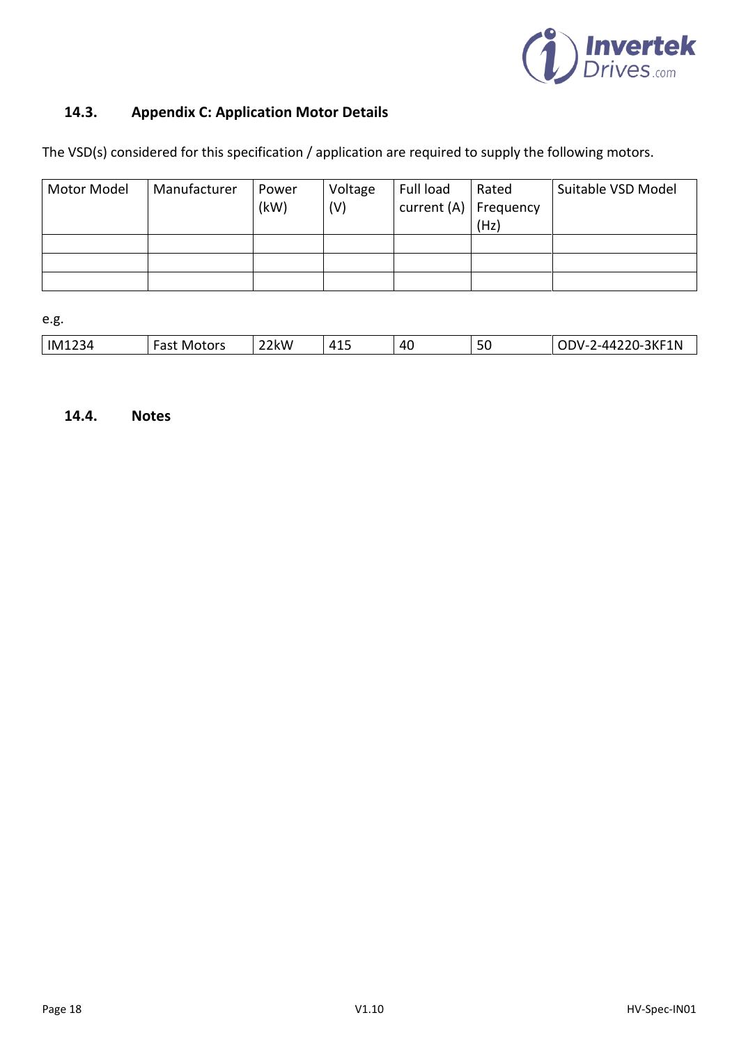### 14.3. Appendix C: Application Motor Details

The VSD(s) considered for this specification / application are required to supply the following motors.

| Motor Model | Manufacturer | Power (kW) | Voltage (V) | Full load current (A) | Rated Frequency (Hz) | Suitable VSD Model |
|---|---|---|---|---|---|---|
| | | | | | | |
| | | | | | | |
| | | | | | | |

e.g.

| | | | | | | |
|---|---|---|---|---|---|---|
| IM1234 | Fast Motors | 22kW | 415 | 40 | 50 | ODV-2-44220-3KF1N |

### 14.4. Notes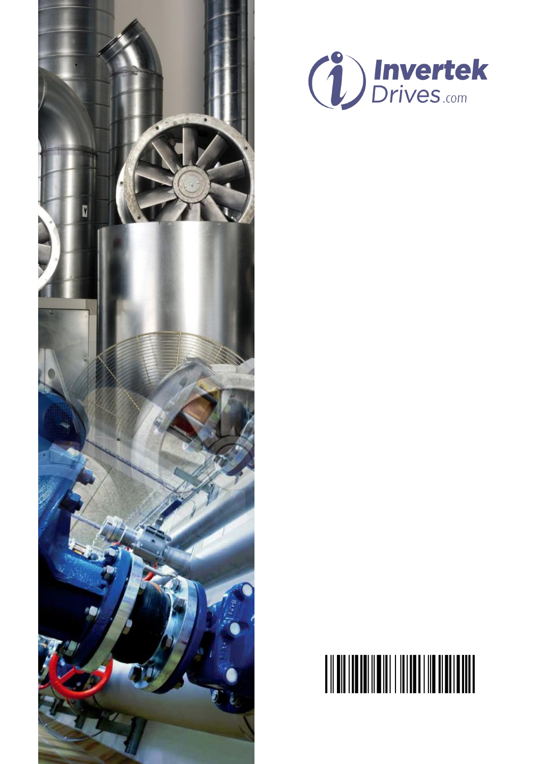Invertek Drives.com